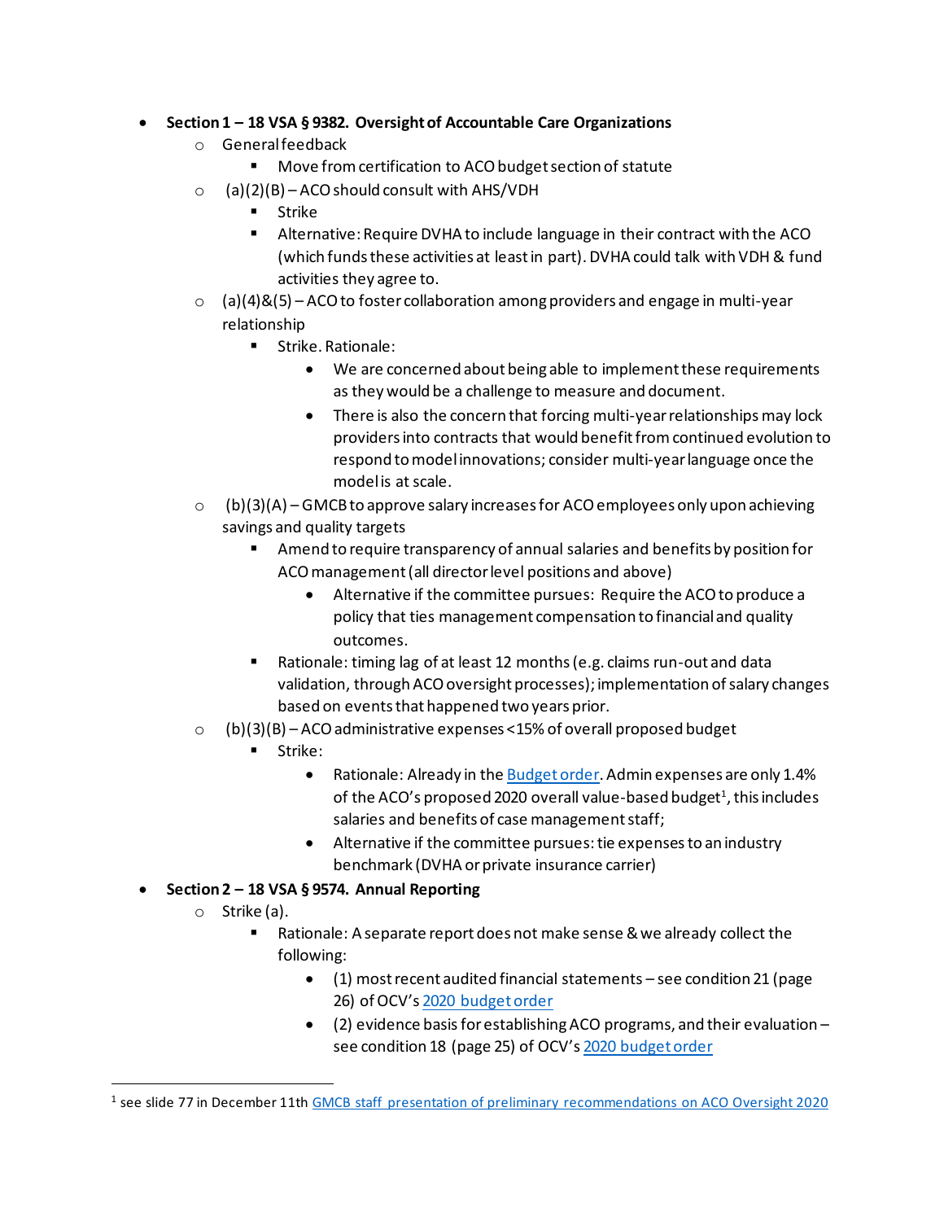- **Section 1 – 18 VSA § 9382. Oversight of Accountable Care Organizations**
  - General feedback
    - Move from certification to ACO budget section of statute
  - (a)(2)(B) – ACO should consult with AHS/VDH
    - Strike
    - Alternative: Require DVHA to include language in their contract with the ACO (which funds these activities at least in part). DVHA could talk with VDH & fund activities they agree to.
  - (a)(4)&(5) – ACO to foster collaboration among providers and engage in multi-year relationship
    - Strike. Rationale:
      - We are concerned about being able to implement these requirements as they would be a challenge to measure and document.
      - There is also the concern that forcing multi-year relationships may lock providers into contracts that would benefit from continued evolution to respond to model innovations; consider multi-year language once the model is at scale.
  - (b)(3)(A) – GMCB to approve salary increases for ACO employees only upon achieving savings and quality targets
    - Amend to require transparency of annual salaries and benefits by position for ACO management (all director level positions and above)
      - Alternative if the committee pursues: Require the ACO to produce a policy that ties management compensation to financial and quality outcomes.
    - Rationale: timing lag of at least 12 months (e.g. claims run-out and data validation, through ACO oversight processes); implementation of salary changes based on events that happened two years prior.
  - (b)(3)(B) – ACO administrative expenses <15% of overall proposed budget
    - Strike:
      - Rationale: Already in the Budget order. Admin expenses are only 1.4% of the ACO's proposed 2020 overall value-based budget[1], this includes salaries and benefits of case management staff;
      - Alternative if the committee pursues: tie expenses to an industry benchmark (DVHA or private insurance carrier)
- **Section 2 – 18 VSA § 9574. Annual Reporting**
  - Strike (a).
    - Rationale: A separate report does not make sense & we already collect the following:
      - (1) most recent audited financial statements – see condition 21 (page 26) of OCV's 2020 budget order
      - (2) evidence basis for establishing ACO programs, and their evaluation – see condition 18 (page 25) of OCV's 2020 budget order

---

[1] see slide 77 in December 11th GMCB staff presentation of preliminary recommendations on ACO Oversight 2020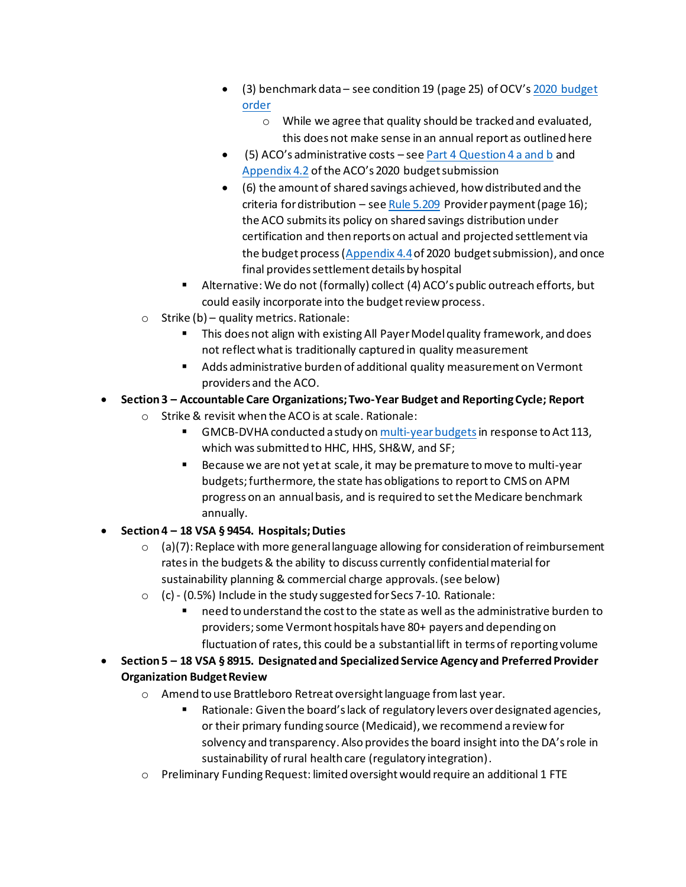- (3) benchmark data – see condition 19 (page 25) of OCV's [2020 budget order]
        - While we agree that quality should be tracked and evaluated, this does not make sense in an annual report as outlined here
      - (5) ACO's administrative costs – see [Part 4 Question 4 a and b] and [Appendix 4.2] of the ACO's 2020 budget submission
      - (6) the amount of shared savings achieved, how distributed and the criteria for distribution – see [Rule 5.209] Provider payment (page 16); the ACO submits its policy on shared savings distribution under certification and then reports on actual and projected settlement via the budget process ([Appendix 4.4] of 2020 budget submission), and once final provides settlement details by hospital
    - Alternative: We do not (formally) collect (4) ACO's public outreach efforts, but could easily incorporate into the budget review process.
  - Strike (b) – quality metrics. Rationale:
    - This does not align with existing All Payer Model quality framework, and does not reflect what is traditionally captured in quality measurement
    - Adds administrative burden of additional quality measurement on Vermont providers and the ACO.
- **Section 3 – Accountable Care Organizations; Two-Year Budget and Reporting Cycle; Report**
  - Strike & revisit when the ACO is at scale. Rationale:
    - GMCB-DVHA conducted a study on [multi-year budgets] in response to Act 113, which was submitted to HHC, HHS, SH&W, and SF;
    - Because we are not yet at scale, it may be premature to move to multi-year budgets; furthermore, the state has obligations to report to CMS on APM progress on an annual basis, and is required to set the Medicare benchmark annually.
- **Section 4 – 18 VSA § 9454. Hospitals; Duties**
  - (a)(7): Replace with more general language allowing for consideration of reimbursement rates in the budgets & the ability to discuss currently confidential material for sustainability planning & commercial charge approvals. (see below)
  - (c) - (0.5%) Include in the study suggested for Secs 7-10. Rationale:
    - need to understand the cost to the state as well as the administrative burden to providers; some Vermont hospitals have 80+ payers and depending on fluctuation of rates, this could be a substantial lift in terms of reporting volume
- **Section 5 – 18 VSA § 8915. Designated and Specialized Service Agency and Preferred Provider Organization Budget Review**
  - Amend to use Brattleboro Retreat oversight language from last year.
    - Rationale: Given the board's lack of regulatory levers over designated agencies, or their primary funding source (Medicaid), we recommend a review for solvency and transparency. Also provides the board insight into the DA's role in sustainability of rural health care (regulatory integration).
  - Preliminary Funding Request: limited oversight would require an additional 1 FTE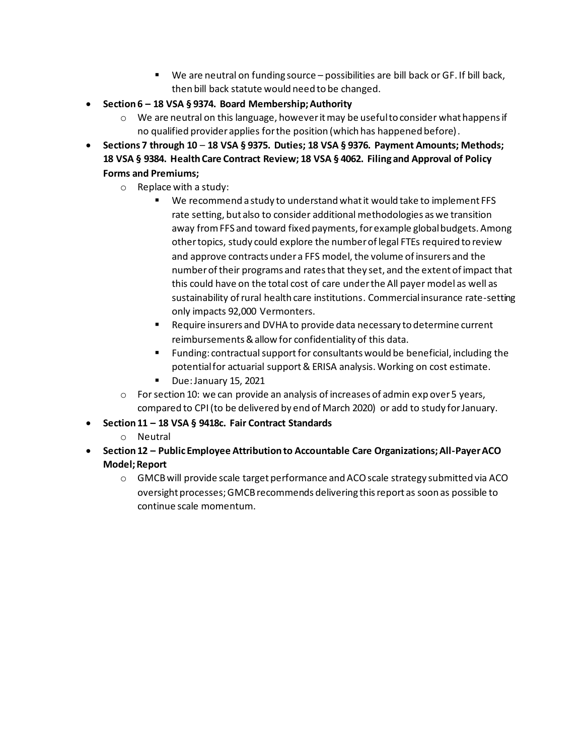- We are neutral on funding source – possibilities are bill back or GF. If bill back, then bill back statute would need to be changed.

- **Section 6 – 18 VSA § 9374. Board Membership; Authority**
  - We are neutral on this language, however it may be useful to consider what happens if no qualified provider applies for the position (which has happened before).
- **Sections 7 through 10 – 18 VSA § 9375. Duties; 18 VSA § 9376. Payment Amounts; Methods; 18 VSA § 9384. Health Care Contract Review; 18 VSA § 4062. Filing and Approval of Policy Forms and Premiums;**
  - Replace with a study:
    - We recommend a study to understand what it would take to implement FFS rate setting, but also to consider additional methodologies as we transition away from FFS and toward fixed payments, for example global budgets. Among other topics, study could explore the number of legal FTEs required to review and approve contracts under a FFS model, the volume of insurers and the number of their programs and rates that they set, and the extent of impact that this could have on the total cost of care under the All payer model as well as sustainability of rural health care institutions. Commercial insurance rate-setting only impacts 92,000 Vermonters.
    - Require insurers and DVHA to provide data necessary to determine current reimbursements & allow for confidentiality of this data.
    - Funding: contractual support for consultants would be beneficial, including the potential for actuarial support & ERISA analysis. Working on cost estimate.
    - Due: January 15, 2021
  - For section 10: we can provide an analysis of increases of admin exp over 5 years, compared to CPI (to be delivered by end of March 2020) or add to study for January.
- **Section 11 – 18 VSA § 9418c. Fair Contract Standards**
  - Neutral
- **Section 12 – Public Employee Attribution to Accountable Care Organizations; All-Payer ACO Model; Report**
  - GMCB will provide scale target performance and ACO scale strategy submitted via ACO oversight processes; GMCB recommends delivering this report as soon as possible to continue scale momentum.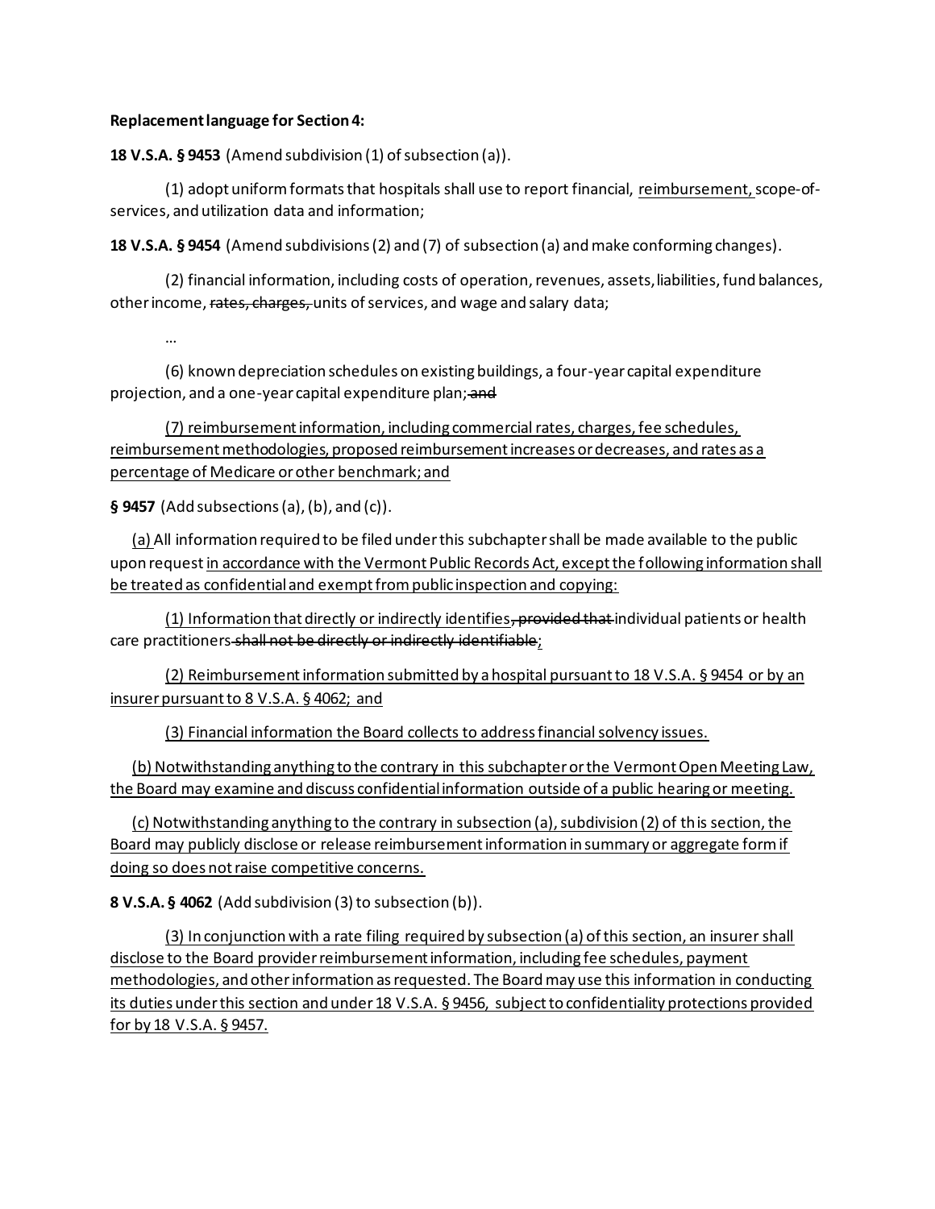**Replacement language for Section 4:**

**18 V.S.A. § 9453** (Amend subdivision (1) of subsection (a)).

(1) adopt uniform formats that hospitals shall use to report financial, <u>reimbursement,</u> scope-of-services, and utilization data and information;

**18 V.S.A. § 9454** (Amend subdivisions (2) and (7) of subsection (a) and make conforming changes).

(2) financial information, including costs of operation, revenues, assets, liabilities, fund balances, other income, ~~rates, charges,~~ units of services, and wage and salary data;

…

(6) known depreciation schedules on existing buildings, a four-year capital expenditure projection, and a one-year capital expenditure plan; ~~and~~

<u>(7) reimbursement information, including commercial rates, charges, fee schedules, reimbursement methodologies, proposed reimbursement increases or decreases, and rates as a percentage of Medicare or other benchmark; and</u>

**§ 9457** (Add subsections (a), (b), and (c)).

<u>(a)</u> All information required to be filed under this subchapter shall be made available to the public upon request <u>in accordance with the Vermont Public Records Act, except the following information shall be treated as confidential and exempt from public inspection and copying:</u>

<u>(1) Information that directly or indirectly identifies</u>~~, provided that~~ individual patients or health care practitioners ~~shall not be directly or indirectly identifiable~~<u>;</u>

<u>(2) Reimbursement information submitted by a hospital pursuant to 18 V.S.A. § 9454 or by an insurer pursuant to 8 V.S.A. § 4062; and</u>

<u>(3) Financial information the Board collects to address financial solvency issues.</u>

<u>(b) Notwithstanding anything to the contrary in this subchapter or the Vermont Open Meeting Law, the Board may examine and discuss confidential information outside of a public hearing or meeting.</u>

<u>(c) Notwithstanding anything to the contrary in subsection (a), subdivision (2) of this section, the Board may publicly disclose or release reimbursement information in summary or aggregate form if doing so does not raise competitive concerns.</u>

**8 V.S.A. § 4062** (Add subdivision (3) to subsection (b)).

<u>(3) In conjunction with a rate filing required by subsection (a) of this section, an insurer shall disclose to the Board provider reimbursement information, including fee schedules, payment methodologies, and other information as requested. The Board may use this information in conducting its duties under this section and under 18 V.S.A. § 9456, subject to confidentiality protections provided for by 18 V.S.A. § 9457.</u>